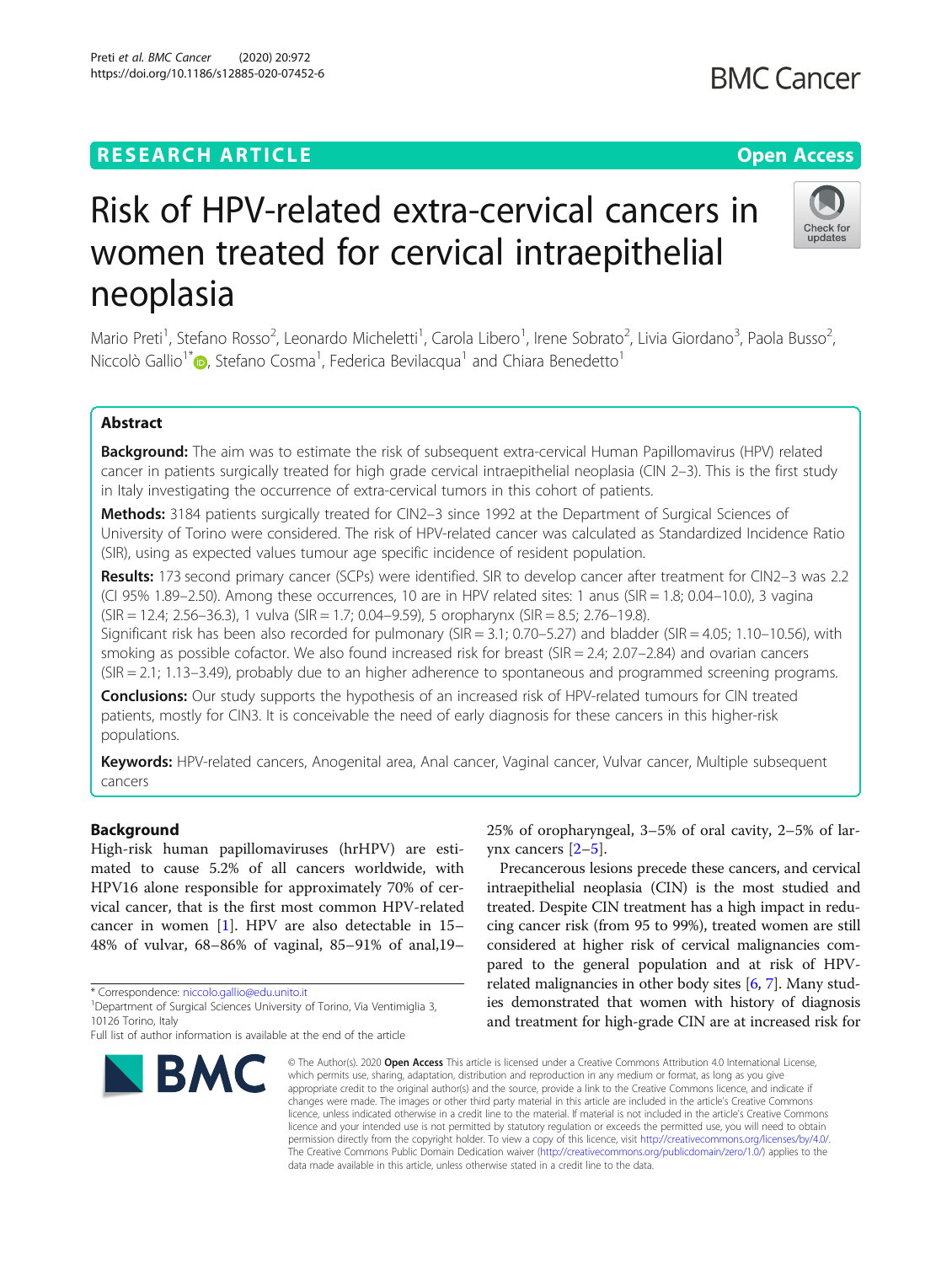# Risk of HPV-related extra-cervical cancers in women treated for cervical intraepithelial neoplasia

Mario Preti[1], Stefano Rosso[2], Leonardo Micheletti[1], Carola Libero[1], Irene Sobrato[2], Livia Giordano[3], Paola Busso[2], Niccolò Gallio[1*], Stefano Cosma[1], Federica Bevilacqua[1] and Chiara Benedetto[1]

## Abstract

**Background:** The aim was to estimate the risk of subsequent extra-cervical Human Papillomavirus (HPV) related cancer in patients surgically treated for high grade cervical intraepithelial neoplasia (CIN 2–3). This is the first study in Italy investigating the occurrence of extra-cervical tumors in this cohort of patients.

**Methods:** 3184 patients surgically treated for CIN2–3 since 1992 at the Department of Surgical Sciences of University of Torino were considered. The risk of HPV-related cancer was calculated as Standardized Incidence Ratio (SIR), using as expected values tumour age specific incidence of resident population.

**Results:** 173 second primary cancer (SCPs) were identified. SIR to develop cancer after treatment for CIN2–3 was 2.2 (CI 95% 1.89–2.50). Among these occurrences, 10 are in HPV related sites: 1 anus (SIR = 1.8; 0.04–10.0), 3 vagina (SIR = 12.4; 2.56–36.3), 1 vulva (SIR = 1.7; 0.04–9.59), 5 oropharynx (SIR = 8.5; 2.76–19.8).
Significant risk has been also recorded for pulmonary (SIR = 3.1; 0.70–5.27) and bladder (SIR = 4.05; 1.10–10.56), with smoking as possible cofactor. We also found increased risk for breast (SIR = 2.4; 2.07–2.84) and ovarian cancers (SIR = 2.1; 1.13–3.49), probably due to an higher adherence to spontaneous and programmed screening programs.

**Conclusions:** Our study supports the hypothesis of an increased risk of HPV-related tumours for CIN treated patients, mostly for CIN3. It is conceivable the need of early diagnosis for these cancers in this higher-risk populations.

**Keywords:** HPV-related cancers, Anogenital area, Anal cancer, Vaginal cancer, Vulvar cancer, Multiple subsequent cancers

## Background

High-risk human papillomaviruses (hrHPV) are estimated to cause 5.2% of all cancers worldwide, with HPV16 alone responsible for approximately 70% of cervical cancer, that is the first most common HPV-related cancer in women [1]. HPV are also detectable in 15–48% of vulvar, 68–86% of vaginal, 85–91% of anal,19–25% of oropharyngeal, 3–5% of oral cavity, 2–5% of larynx cancers [2–5].

Precancerous lesions precede these cancers, and cervical intraepithelial neoplasia (CIN) is the most studied and treated. Despite CIN treatment has a high impact in reducing cancer risk (from 95 to 99%), treated women are still considered at higher risk of cervical malignancies compared to the general population and at risk of HPV-related malignancies in other body sites [6, 7]. Many studies demonstrated that women with history of diagnosis and treatment for high-grade CIN are at increased risk for

* Correspondence: niccolo.gallio@edu.unito.it
[1]Department of Surgical Sciences University of Torino, Via Ventimiglia 3, 10126 Torino, Italy
Full list of author information is available at the end of the article

© The Author(s). 2020 **Open Access** This article is licensed under a Creative Commons Attribution 4.0 International License, which permits use, sharing, adaptation, distribution and reproduction in any medium or format, as long as you give appropriate credit to the original author(s) and the source, provide a link to the Creative Commons licence, and indicate if changes were made. The images or other third party material in this article are included in the article's Creative Commons licence, unless indicated otherwise in a credit line to the material. If material is not included in the article's Creative Commons licence and your intended use is not permitted by statutory regulation or exceeds the permitted use, you will need to obtain permission directly from the copyright holder. To view a copy of this licence, visit http://creativecommons.org/licenses/by/4.0/. The Creative Commons Public Domain Dedication waiver (http://creativecommons.org/publicdomain/zero/1.0/) applies to the data made available in this article, unless otherwise stated in a credit line to the data.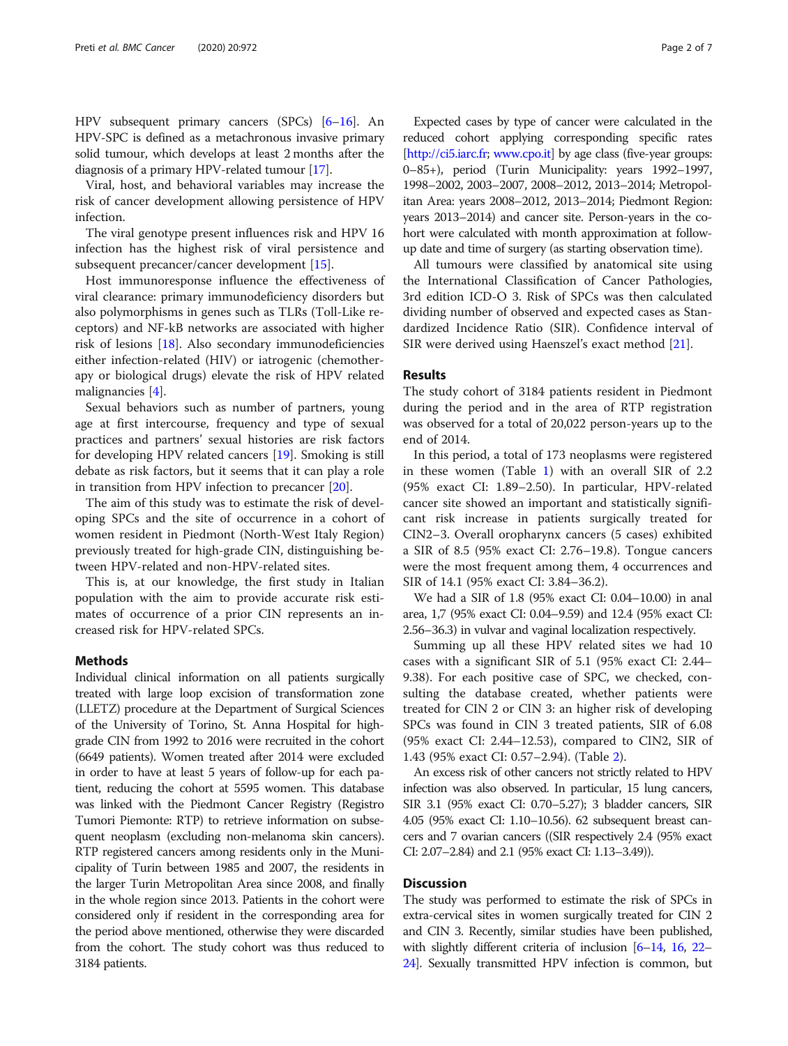HPV subsequent primary cancers (SPCs) [6–16]. An HPV-SPC is defined as a metachronous invasive primary solid tumour, which develops at least 2 months after the diagnosis of a primary HPV-related tumour [17].

Viral, host, and behavioral variables may increase the risk of cancer development allowing persistence of HPV infection.

The viral genotype present influences risk and HPV 16 infection has the highest risk of viral persistence and subsequent precancer/cancer development [15].

Host immunoresponse influence the effectiveness of viral clearance: primary immunodeficiency disorders but also polymorphisms in genes such as TLRs (Toll-Like receptors) and NF-kB networks are associated with higher risk of lesions [18]. Also secondary immunodeficiencies either infection-related (HIV) or iatrogenic (chemotherapy or biological drugs) elevate the risk of HPV related malignancies [4].

Sexual behaviors such as number of partners, young age at first intercourse, frequency and type of sexual practices and partners' sexual histories are risk factors for developing HPV related cancers [19]. Smoking is still debate as risk factors, but it seems that it can play a role in transition from HPV infection to precancer [20].

The aim of this study was to estimate the risk of developing SPCs and the site of occurrence in a cohort of women resident in Piedmont (North-West Italy Region) previously treated for high-grade CIN, distinguishing between HPV-related and non-HPV-related sites.

This is, at our knowledge, the first study in Italian population with the aim to provide accurate risk estimates of occurrence of a prior CIN represents an increased risk for HPV-related SPCs.

## Methods

Individual clinical information on all patients surgically treated with large loop excision of transformation zone (LLETZ) procedure at the Department of Surgical Sciences of the University of Torino, St. Anna Hospital for high-grade CIN from 1992 to 2016 were recruited in the cohort (6649 patients). Women treated after 2014 were excluded in order to have at least 5 years of follow-up for each patient, reducing the cohort at 5595 women. This database was linked with the Piedmont Cancer Registry (Registro Tumori Piemonte: RTP) to retrieve information on subsequent neoplasm (excluding non-melanoma skin cancers). RTP registered cancers among residents only in the Municipality of Turin between 1985 and 2007, the residents in the larger Turin Metropolitan Area since 2008, and finally in the whole region since 2013. Patients in the cohort were considered only if resident in the corresponding area for the period above mentioned, otherwise they were discarded from the cohort. The study cohort was thus reduced to 3184 patients.

Expected cases by type of cancer were calculated in the reduced cohort applying corresponding specific rates [http://ci5.iarc.fr; www.cpo.it] by age class (five-year groups: 0–85+), period (Turin Municipality: years 1992–1997, 1998–2002, 2003–2007, 2008–2012, 2013–2014; Metropolitan Area: years 2008–2012, 2013–2014; Piedmont Region: years 2013–2014) and cancer site. Person-years in the cohort were calculated with month approximation at follow-up date and time of surgery (as starting observation time).

All tumours were classified by anatomical site using the International Classification of Cancer Pathologies, 3rd edition ICD-O 3. Risk of SPCs was then calculated dividing number of observed and expected cases as Standardized Incidence Ratio (SIR). Confidence interval of SIR were derived using Haenszel's exact method [21].

## Results

The study cohort of 3184 patients resident in Piedmont during the period and in the area of RTP registration was observed for a total of 20,022 person-years up to the end of 2014.

In this period, a total of 173 neoplasms were registered in these women (Table 1) with an overall SIR of 2.2 (95% exact CI: 1.89–2.50). In particular, HPV-related cancer site showed an important and statistically significant risk increase in patients surgically treated for CIN2–3. Overall oropharynx cancers (5 cases) exhibited a SIR of 8.5 (95% exact CI: 2.76–19.8). Tongue cancers were the most frequent among them, 4 occurrences and SIR of 14.1 (95% exact CI: 3.84–36.2).

We had a SIR of 1.8 (95% exact CI: 0.04–10.00) in anal area, 1,7 (95% exact CI: 0.04–9.59) and 12.4 (95% exact CI: 2.56–36.3) in vulvar and vaginal localization respectively.

Summing up all these HPV related sites we had 10 cases with a significant SIR of 5.1 (95% exact CI: 2.44–9.38). For each positive case of SPC, we checked, consulting the database created, whether patients were treated for CIN 2 or CIN 3: an higher risk of developing SPCs was found in CIN 3 treated patients, SIR of 6.08 (95% exact CI: 2.44–12.53), compared to CIN2, SIR of 1.43 (95% exact CI: 0.57–2.94). (Table 2).

An excess risk of other cancers not strictly related to HPV infection was also observed. In particular, 15 lung cancers, SIR 3.1 (95% exact CI: 0.70–5.27); 3 bladder cancers, SIR 4.05 (95% exact CI: 1.10–10.56). 62 subsequent breast cancers and 7 ovarian cancers ((SIR respectively 2.4 (95% exact CI: 2.07–2.84) and 2.1 (95% exact CI: 1.13–3.49)).

## Discussion

The study was performed to estimate the risk of SPCs in extra-cervical sites in women surgically treated for CIN 2 and CIN 3. Recently, similar studies have been published, with slightly different criteria of inclusion [6–14, 16, 22–24]. Sexually transmitted HPV infection is common, but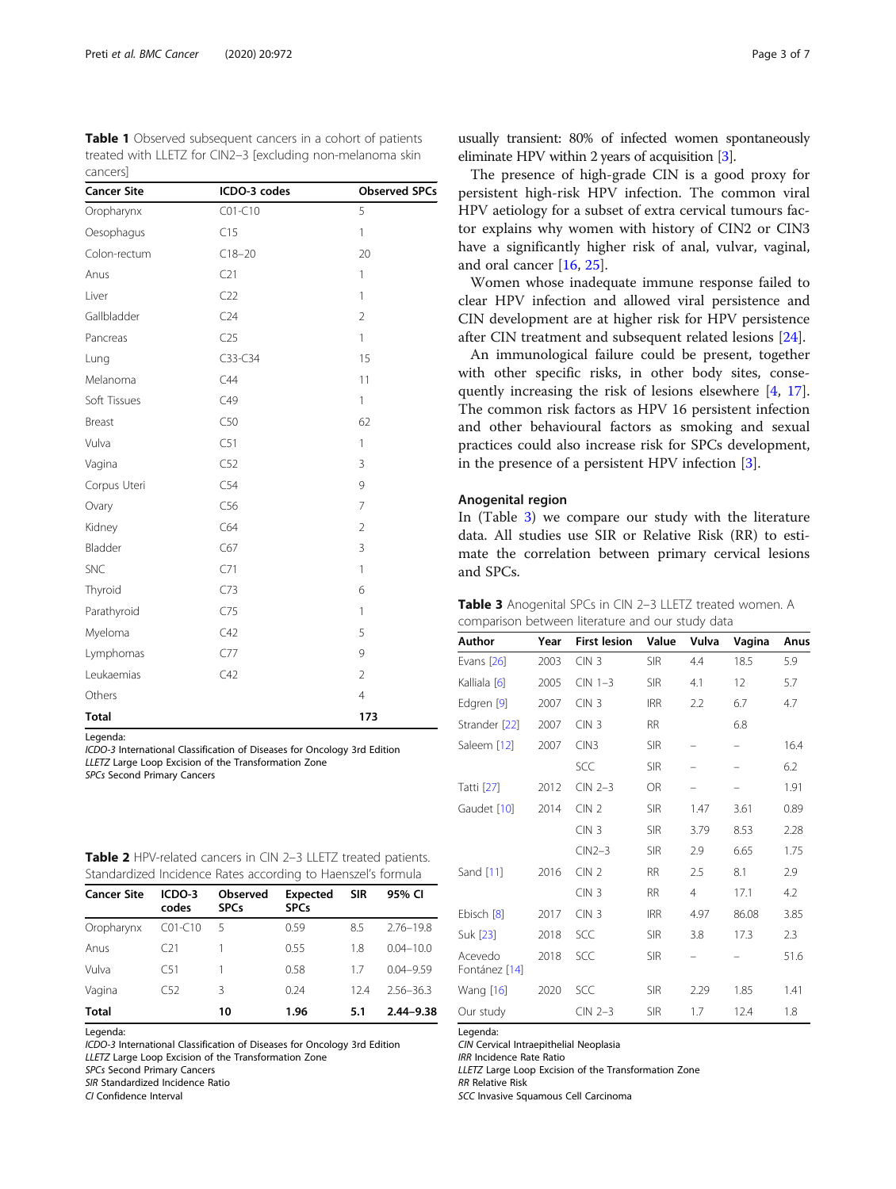**Table 1** Observed subsequent cancers in a cohort of patients treated with LLETZ for CIN2–3 [excluding non-melanoma skin cancers]

| Cancer Site | ICDO-3 codes | Observed SPCs |
|---|---|---|
| Oropharynx | C01-C10 | 5 |
| Oesophagus | C15 | 1 |
| Colon-rectum | C18–20 | 20 |
| Anus | C21 | 1 |
| Liver | C22 | 1 |
| Gallbladder | C24 | 2 |
| Pancreas | C25 | 1 |
| Lung | C33-C34 | 15 |
| Melanoma | C44 | 11 |
| Soft Tissues | C49 | 1 |
| Breast | C50 | 62 |
| Vulva | C51 | 1 |
| Vagina | C52 | 3 |
| Corpus Uteri | C54 | 9 |
| Ovary | C56 | 7 |
| Kidney | C64 | 2 |
| Bladder | C67 | 3 |
| SNC | C71 | 1 |
| Thyroid | C73 | 6 |
| Parathyroid | C75 | 1 |
| Myeloma | C42 | 5 |
| Lymphomas | C77 | 9 |
| Leukaemias | C42 | 2 |
| Others | | 4 |
| **Total** | | **173** |

Legenda:
*ICDO-3* International Classification of Diseases for Oncology 3rd Edition
*LLETZ* Large Loop Excision of the Transformation Zone
*SPCs* Second Primary Cancers

**Table 2** HPV-related cancers in CIN 2–3 LLETZ treated patients. Standardized Incidence Rates according to Haenszel's formula

| Cancer Site | ICDO-3 codes | Observed SPCs | Expected SPCs | SIR | 95% CI |
|---|---|---|---|---|---|
| Oropharynx | C01-C10 | 5 | 0.59 | 8.5 | 2.76–19.8 |
| Anus | C21 | 1 | 0.55 | 1.8 | 0.04–10.0 |
| Vulva | C51 | 1 | 0.58 | 1.7 | 0.04–9.59 |
| Vagina | C52 | 3 | 0.24 | 12.4 | 2.56–36.3 |
| **Total** | | **10** | **1.96** | **5.1** | **2.44–9.38** |

Legenda:
*ICDO-3* International Classification of Diseases for Oncology 3rd Edition
*LLETZ* Large Loop Excision of the Transformation Zone
*SPCs* Second Primary Cancers
*SIR* Standardized Incidence Ratio
*CI* Confidence Interval

usually transient: 80% of infected women spontaneously eliminate HPV within 2 years of acquisition [3].

The presence of high-grade CIN is a good proxy for persistent high-risk HPV infection. The common viral HPV aetiology for a subset of extra cervical tumours factor explains why women with history of CIN2 or CIN3 have a significantly higher risk of anal, vulvar, vaginal, and oral cancer [16, 25].

Women whose inadequate immune response failed to clear HPV infection and allowed viral persistence and CIN development are at higher risk for HPV persistence after CIN treatment and subsequent related lesions [24].

An immunological failure could be present, together with other specific risks, in other body sites, consequently increasing the risk of lesions elsewhere [4, 17]. The common risk factors as HPV 16 persistent infection and other behavioural factors as smoking and sexual practices could also increase risk for SPCs development, in the presence of a persistent HPV infection [3].

## Anogenital region

In (Table 3) we compare our study with the literature data. All studies use SIR or Relative Risk (RR) to estimate the correlation between primary cervical lesions and SPCs.

**Table 3** Anogenital SPCs in CIN 2–3 LLETZ treated women. A comparison between literature and our study data

| Author | Year | First lesion | Value | Vulva | Vagina | Anus |
|---|---|---|---|---|---|---|
| Evans [26] | 2003 | CIN 3 | SIR | 4.4 | 18.5 | 5.9 |
| Kalliala [6] | 2005 | CIN 1–3 | SIR | 4.1 | 12 | 5.7 |
| Edgren [9] | 2007 | CIN 3 | IRR | 2.2 | 6.7 | 4.7 |
| Strander [22] | 2007 | CIN 3 | RR | | 6.8 | |
| Saleem [12] | 2007 | CIN3 | SIR | – | – | 16.4 |
| | | SCC | SIR | – | – | 6.2 |
| Tatti [27] | 2012 | CIN 2–3 | OR | – | – | 1.91 |
| Gaudet [10] | 2014 | CIN 2 | SIR | 1.47 | 3.61 | 0.89 |
| | | CIN 3 | SIR | 3.79 | 8.53 | 2.28 |
| | | CIN2–3 | SIR | 2.9 | 6.65 | 1.75 |
| Sand [11] | 2016 | CIN 2 | RR | 2.5 | 8.1 | 2.9 |
| | | CIN 3 | RR | 4 | 17.1 | 4.2 |
| Ebisch [8] | 2017 | CIN 3 | IRR | 4.97 | 86.08 | 3.85 |
| Suk [23] | 2018 | SCC | SIR | 3.8 | 17.3 | 2.3 |
| Acevedo Fontánez [14] | 2018 | SCC | SIR | – | – | 51.6 |
| Wang [16] | 2020 | SCC | SIR | 2.29 | 1.85 | 1.41 |
| Our study | | CIN 2–3 | SIR | 1.7 | 12.4 | 1.8 |

Legenda:
*CIN* Cervical Intraepithelial Neoplasia
*IRR* Incidence Rate Ratio
*LLETZ* Large Loop Excision of the Transformation Zone
*RR* Relative Risk
*SCC* Invasive Squamous Cell Carcinoma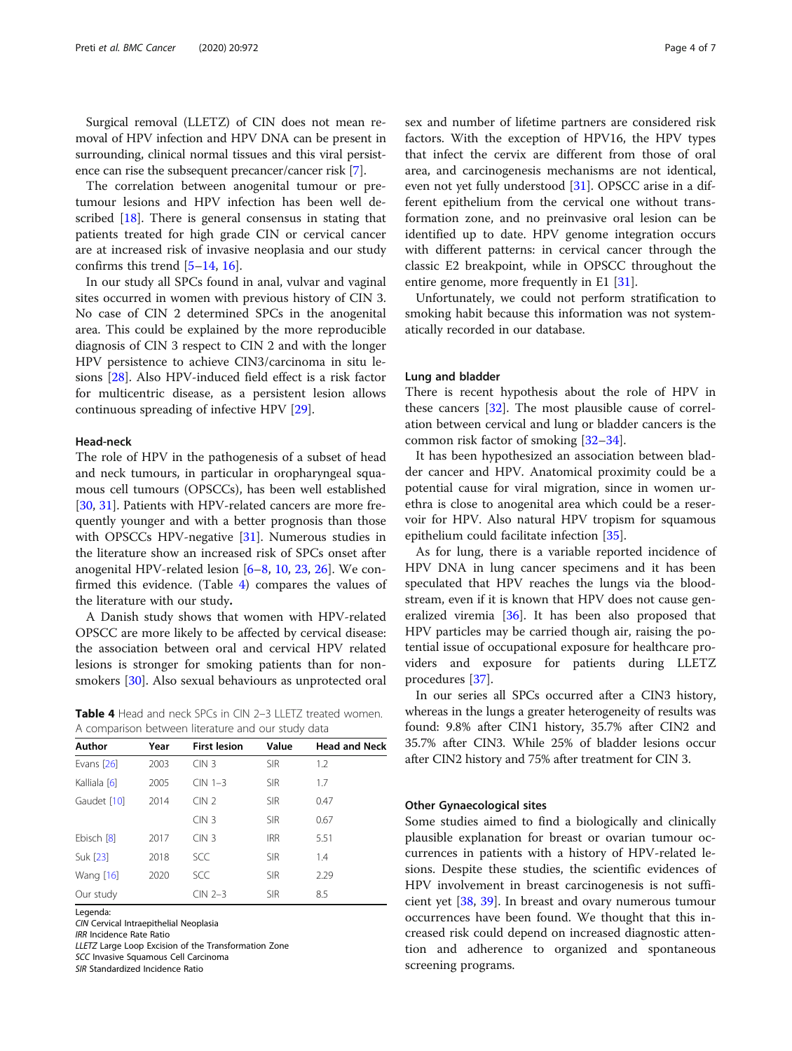Surgical removal (LLETZ) of CIN does not mean removal of HPV infection and HPV DNA can be present in surrounding, clinical normal tissues and this viral persistence can rise the subsequent precancer/cancer risk [7].

The correlation between anogenital tumour or pretumour lesions and HPV infection has been well described [18]. There is general consensus in stating that patients treated for high grade CIN or cervical cancer are at increased risk of invasive neoplasia and our study confirms this trend [5–14, 16].

In our study all SPCs found in anal, vulvar and vaginal sites occurred in women with previous history of CIN 3. No case of CIN 2 determined SPCs in the anogenital area. This could be explained by the more reproducible diagnosis of CIN 3 respect to CIN 2 and with the longer HPV persistence to achieve CIN3/carcinoma in situ lesions [28]. Also HPV-induced field effect is a risk factor for multicentric disease, as a persistent lesion allows continuous spreading of infective HPV [29].

### Head-neck

The role of HPV in the pathogenesis of a subset of head and neck tumours, in particular in oropharyngeal squamous cell tumours (OPSCCs), has been well established [30, 31]. Patients with HPV-related cancers are more frequently younger and with a better prognosis than those with OPSCCs HPV-negative [31]. Numerous studies in the literature show an increased risk of SPCs onset after anogenital HPV-related lesion [6–8, 10, 23, 26]. We confirmed this evidence. (Table 4) compares the values of the literature with our study**.**

A Danish study shows that women with HPV-related OPSCC are more likely to be affected by cervical disease: the association between oral and cervical HPV related lesions is stronger for smoking patients than for nonsmokers [30]. Also sexual behaviours as unprotected oral sex and number of lifetime partners are considered risk factors. With the exception of HPV16, the HPV types that infect the cervix are different from those of oral area, and carcinogenesis mechanisms are not identical, even not yet fully understood [31]. OPSCC arise in a different epithelium from the cervical one without transformation zone, and no preinvasive oral lesion can be identified up to date. HPV genome integration occurs with different patterns: in cervical cancer through the classic E2 breakpoint, while in OPSCC throughout the entire genome, more frequently in E1 [31].

Unfortunately, we could not perform stratification to smoking habit because this information was not systematically recorded in our database.

**Table 4** Head and neck SPCs in CIN 2–3 LLETZ treated women. A comparison between literature and our study data

| Author | Year | First lesion | Value | Head and Neck |
|---|---|---|---|---|
| Evans [26] | 2003 | CIN 3 | SIR | 1.2 |
| Kalliala [6] | 2005 | CIN 1–3 | SIR | 1.7 |
| Gaudet [10] | 2014 | CIN 2 | SIR | 0.47 |
| | | CIN 3 | SIR | 0.67 |
| Ebisch [8] | 2017 | CIN 3 | IRR | 5.51 |
| Suk [23] | 2018 | SCC | SIR | 1.4 |
| Wang [16] | 2020 | SCC | SIR | 2.29 |
| Our study | | CIN 2–3 | SIR | 8.5 |

Legenda:
*CIN* Cervical Intraepithelial Neoplasia
*IRR* Incidence Rate Ratio
*LLETZ* Large Loop Excision of the Transformation Zone
*SCC* Invasive Squamous Cell Carcinoma
*SIR* Standardized Incidence Ratio

### Lung and bladder

There is recent hypothesis about the role of HPV in these cancers [32]. The most plausible cause of correlation between cervical and lung or bladder cancers is the common risk factor of smoking [32–34].

It has been hypothesized an association between bladder cancer and HPV. Anatomical proximity could be a potential cause for viral migration, since in women urethra is close to anogenital area which could be a reservoir for HPV. Also natural HPV tropism for squamous epithelium could facilitate infection [35].

As for lung, there is a variable reported incidence of HPV DNA in lung cancer specimens and it has been speculated that HPV reaches the lungs via the bloodstream, even if it is known that HPV does not cause generalized viremia [36]. It has been also proposed that HPV particles may be carried though air, raising the potential issue of occupational exposure for healthcare providers and exposure for patients during LLETZ procedures [37].

In our series all SPCs occurred after a CIN3 history, whereas in the lungs a greater heterogeneity of results was found: 9.8% after CIN1 history, 35.7% after CIN2 and 35.7% after CIN3. While 25% of bladder lesions occur after CIN2 history and 75% after treatment for CIN 3.

### Other Gynaecological sites

Some studies aimed to find a biologically and clinically plausible explanation for breast or ovarian tumour occurrences in patients with a history of HPV-related lesions. Despite these studies, the scientific evidences of HPV involvement in breast carcinogenesis is not sufficient yet [38, 39]. In breast and ovary numerous tumour occurrences have been found. We thought that this increased risk could depend on increased diagnostic attention and adherence to organized and spontaneous screening programs.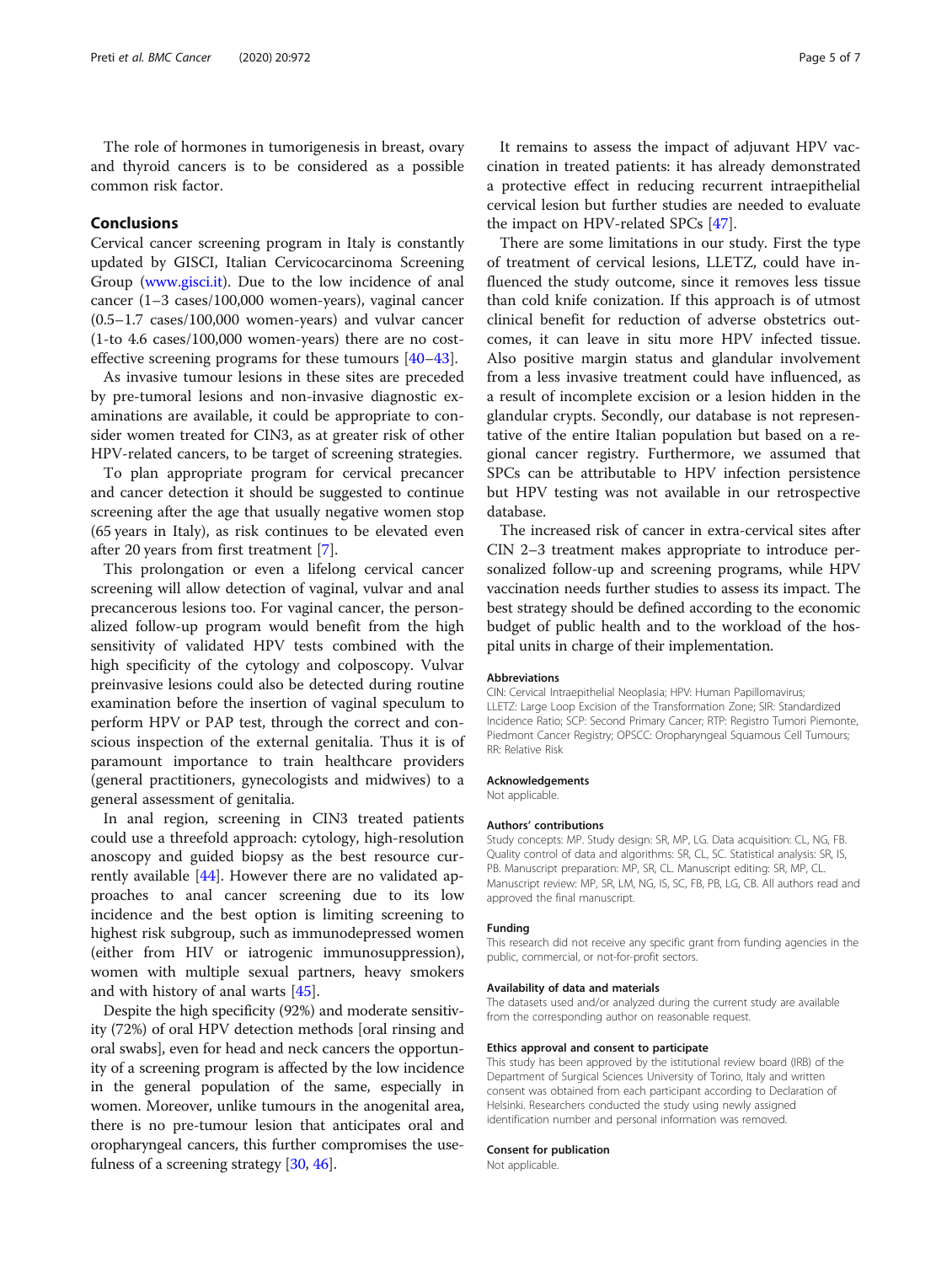The role of hormones in tumorigenesis in breast, ovary and thyroid cancers is to be considered as a possible common risk factor.

## Conclusions

Cervical cancer screening program in Italy is constantly updated by GISCI, Italian Cervicocarcinoma Screening Group (www.gisci.it). Due to the low incidence of anal cancer (1–3 cases/100,000 women-years), vaginal cancer (0.5–1.7 cases/100,000 women-years) and vulvar cancer (1-to 4.6 cases/100,000 women-years) there are no cost-effective screening programs for these tumours [40–43].

As invasive tumour lesions in these sites are preceded by pre-tumoral lesions and non-invasive diagnostic examinations are available, it could be appropriate to consider women treated for CIN3, as at greater risk of other HPV-related cancers, to be target of screening strategies.

To plan appropriate program for cervical precancer and cancer detection it should be suggested to continue screening after the age that usually negative women stop (65 years in Italy), as risk continues to be elevated even after 20 years from first treatment [7].

This prolongation or even a lifelong cervical cancer screening will allow detection of vaginal, vulvar and anal precancerous lesions too. For vaginal cancer, the personalized follow-up program would benefit from the high sensitivity of validated HPV tests combined with the high specificity of the cytology and colposcopy. Vulvar preinvasive lesions could also be detected during routine examination before the insertion of vaginal speculum to perform HPV or PAP test, through the correct and conscious inspection of the external genitalia. Thus it is of paramount importance to train healthcare providers (general practitioners, gynecologists and midwives) to a general assessment of genitalia.

In anal region, screening in CIN3 treated patients could use a threefold approach: cytology, high-resolution anoscopy and guided biopsy as the best resource currently available [44]. However there are no validated approaches to anal cancer screening due to its low incidence and the best option is limiting screening to highest risk subgroup, such as immunodepressed women (either from HIV or iatrogenic immunosuppression), women with multiple sexual partners, heavy smokers and with history of anal warts [45].

Despite the high specificity (92%) and moderate sensitivity (72%) of oral HPV detection methods [oral rinsing and oral swabs], even for head and neck cancers the opportunity of a screening program is affected by the low incidence in the general population of the same, especially in women. Moreover, unlike tumours in the anogenital area, there is no pre-tumour lesion that anticipates oral and oropharyngeal cancers, this further compromises the usefulness of a screening strategy [30, 46].

It remains to assess the impact of adjuvant HPV vaccination in treated patients: it has already demonstrated a protective effect in reducing recurrent intraepithelial cervical lesion but further studies are needed to evaluate the impact on HPV-related SPCs [47].

There are some limitations in our study. First the type of treatment of cervical lesions, LLETZ, could have influenced the study outcome, since it removes less tissue than cold knife conization. If this approach is of utmost clinical benefit for reduction of adverse obstetrics outcomes, it can leave in situ more HPV infected tissue. Also positive margin status and glandular involvement from a less invasive treatment could have influenced, as a result of incomplete excision or a lesion hidden in the glandular crypts. Secondly, our database is not representative of the entire Italian population but based on a regional cancer registry. Furthermore, we assumed that SPCs can be attributable to HPV infection persistence but HPV testing was not available in our retrospective database.

The increased risk of cancer in extra-cervical sites after CIN 2–3 treatment makes appropriate to introduce personalized follow-up and screening programs, while HPV vaccination needs further studies to assess its impact. The best strategy should be defined according to the economic budget of public health and to the workload of the hospital units in charge of their implementation.

#### Abbreviations

CIN: Cervical Intraepithelial Neoplasia; HPV: Human Papillomavirus; LLETZ: Large Loop Excision of the Transformation Zone; SIR: Standardized Incidence Ratio; SCP: Second Primary Cancer; RTP: Registro Tumori Piemonte, Piedmont Cancer Registry; OPSCC: Oropharyngeal Squamous Cell Tumours; RR: Relative Risk

#### Acknowledgements

Not applicable.

#### Authors' contributions

Study concepts: MP. Study design: SR, MP, LG. Data acquisition: CL, NG, FB. Quality control of data and algorithms: SR, CL, SC. Statistical analysis: SR, IS, PB. Manuscript preparation: MP, SR, CL. Manuscript editing: SR, MP, CL. Manuscript review: MP, SR, LM, NG, IS, SC, FB, PB, LG, CB. All authors read and approved the final manuscript.

#### Funding

This research did not receive any specific grant from funding agencies in the public, commercial, or not-for-profit sectors.

#### Availability of data and materials

The datasets used and/or analyzed during the current study are available from the corresponding author on reasonable request.

#### Ethics approval and consent to participate

This study has been approved by the istitutional review board (IRB) of the Department of Surgical Sciences University of Torino, Italy and written consent was obtained from each participant according to Declaration of Helsinki. Researchers conducted the study using newly assigned identification number and personal information was removed.

#### Consent for publication

Not applicable.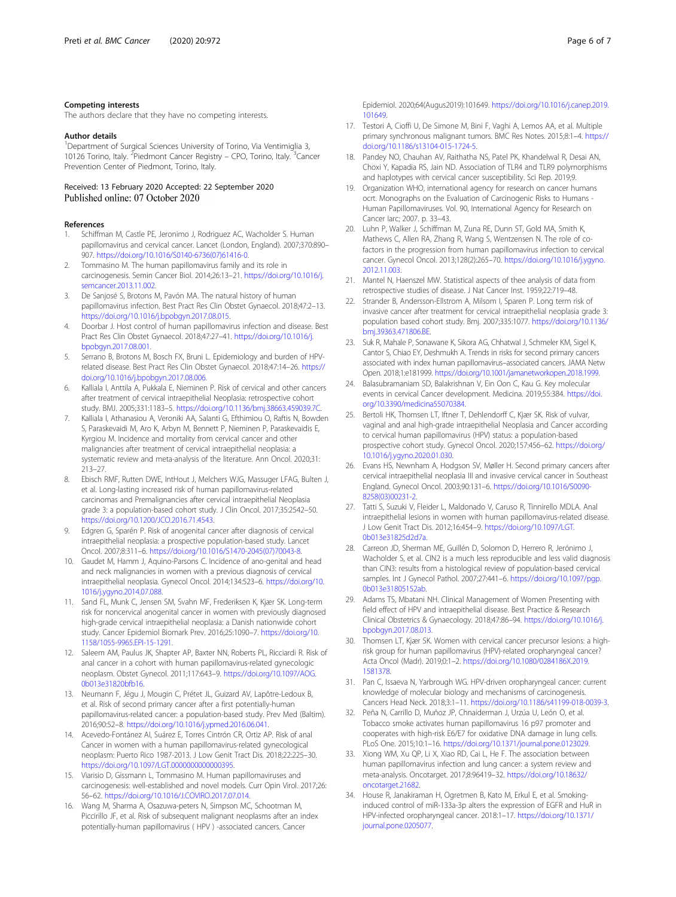### Competing interests

The authors declare that they have no competing interests.

### Author details

[1]Department of Surgical Sciences University of Torino, Via Ventimiglia 3, 10126 Torino, Italy. [2]Piedmont Cancer Registry – CPO, Torino, Italy. [3]Cancer Prevention Center of Piedmont, Torino, Italy.

Received: 13 February 2020 Accepted: 22 September 2020
Published online: 07 October 2020

### References

1. Schiffman M, Castle PE, Jeronimo J, Rodriguez AC, Wacholder S. Human papillomavirus and cervical cancer. Lancet (London, England). 2007;370:890–907. https://doi.org/10.1016/S0140-6736(07)61416-0.
2. Tommasino M. The human papillomavirus family and its role in carcinogenesis. Semin Cancer Biol. 2014;26:13–21. https://doi.org/10.1016/j.semcancer.2013.11.002.
3. De Sanjosé S, Brotons M, Pavón MA. The natural history of human papillomavirus infection. Best Pract Res Clin Obstet Gynaecol. 2018;47:2–13. https://doi.org/10.1016/j.bpobgyn.2017.08.015.
4. Doorbar J. Host control of human papillomavirus infection and disease. Best Pract Res Clin Obstet Gynaecol. 2018;47:27–41. https://doi.org/10.1016/j.bpobgyn.2017.08.001.
5. Serrano B, Brotons M, Bosch FX, Bruni L. Epidemiology and burden of HPV-related disease. Best Pract Res Clin Obstet Gynaecol. 2018;47:14–26. https://doi.org/10.1016/j.bpobgyn.2017.08.006.
6. Kalliala I, Anttila A, Pukkala E, Nieminen P. Risk of cervical and other cancers after treatment of cervical intraepithelial Neoplasia: retrospective cohort study. BMJ. 2005;331:1183–5. https://doi.org/10.1136/bmj.38663.459039.7C.
7. Kalliala I, Athanasiou A, Veroniki AA, Salanti G, Efthimiou O, Raftis N, Bowden S, Paraskevaidi M, Aro K, Arbyn M, Bennett P, Nieminen P, Paraskevaidis E, Kyrgiou M. Incidence and mortality from cervical cancer and other malignancies after treatment of cervical intraepithelial neoplasia: a systematic review and meta-analysis of the literature. Ann Oncol. 2020;31:213–27.
8. Ebisch RMF, Rutten DWE, IntHout J, Melchers WJG, Massuger LFAG, Bulten J, et al. Long-lasting increased risk of human papillomavirus-related carcinomas and Premalignancies after cervical intraepithelial Neoplasia grade 3: a population-based cohort study. J Clin Oncol. 2017;35:2542–50. https://doi.org/10.1200/JCO.2016.71.4543.
9. Edgren G, Sparén P. Risk of anogenital cancer after diagnosis of cervical intraepithelial neoplasia: a prospective population-based study. Lancet Oncol. 2007;8:311–6. https://doi.org/10.1016/S1470-2045(07)70043-8.
10. Gaudet M, Hamm J, Aquino-Parsons C. Incidence of ano-genital and head and neck malignancies in women with a previous diagnosis of cervical intraepithelial neoplasia. Gynecol Oncol. 2014;134:523–6. https://doi.org/10.1016/j.ygyno.2014.07.088.
11. Sand FL, Munk C, Jensen SM, Svahn MF, Frederiksen K, Kjær SK. Long-term risk for noncervical anogenital cancer in women with previously diagnosed high-grade cervical intraepithelial neoplasia: a Danish nationwide cohort study. Cancer Epidemiol Biomark Prev. 2016;25:1090–7. https://doi.org/10.1158/1055-9965.EPI-15-1291.
12. Saleem AM, Paulus JK, Shapter AP, Baxter NN, Roberts PL, Ricciardi R. Risk of anal cancer in a cohort with human papillomavirus-related gynecologic neoplasm. Obstet Gynecol. 2011;117:643–9. https://doi.org/10.1097/AOG.0b013e31820bfb16.
13. Neumann F, Jégu J, Mougin C, Prétet JL, Guizard AV, Lapôtre-Ledoux B, et al. Risk of second primary cancer after a first potentially-human papillomavirus-related cancer: a population-based study. Prev Med (Baltim). 2016;90:52–8. https://doi.org/10.1016/j.ypmed.2016.06.041.
14. Acevedo-Fontánez AI, Suárez E, Torres Cintrón CR, Ortiz AP. Risk of anal Cancer in women with a human papillomavirus-related gynecological neoplasm: Puerto Rico 1987-2013. J Low Genit Tract Dis. 2018;22:225–30. https://doi.org/10.1097/LGT.0000000000000395.
15. Viarisio D, Gissmann L, Tommasino M. Human papillomaviruses and carcinogenesis: well-established and novel models. Curr Opin Virol. 2017;26:56–62. https://doi.org/10.1016/J.COVIRO.2017.07.014.
16. Wang M, Sharma A, Osazuwa-peters N, Simpson MC, Schootman M, Piccirillo JF, et al. Risk of subsequent malignant neoplasms after an index potentially-human papillomavirus ( HPV ) -associated cancers. Cancer Epidemiol. 2020;64(Augus2019):101649. https://doi.org/10.1016/j.canep.2019.101649.
17. Testori A, Cioffi U, De Simone M, Bini F, Vaghi A, Lemos AA, et al. Multiple primary synchronous malignant tumors. BMC Res Notes. 2015;8:1–4. https://doi.org/10.1186/s13104-015-1724-5.
18. Pandey NO, Chauhan AV, Raithatha NS, Patel PK, Khandelwal R, Desai AN, Choxi Y, Kapadia RS, Jain ND. Association of TLR4 and TLR9 polymorphisms and haplotypes with cervical cancer susceptibility. Sci Rep. 2019;9.
19. Organization WHO, international agency for research on cancer humans ocrt. Monographs on the Evaluation of Carcinogenic Risks to Humans - Human Papillomaviruses. Vol. 90, International Agency for Research on Cancer Iarc; 2007. p. 33–43.
20. Luhn P, Walker J, Schiffman M, Zuna RE, Dunn ST, Gold MA, Smith K, Mathews C, Allen RA, Zhang R, Wang S, Wentzensen N. The role of co-factors in the progression from human papillomavirus infection to cervical cancer. Gynecol Oncol. 2013;128(2):265–70. https://doi.org/10.1016/j.ygyno.2012.11.003.
21. Mantel N, Haenszel MW. Statistical aspects of thee analysis of data from retrospective studies of disease. J Nat Cancer Inst. 1959;22:719–48.
22. Strander B, Andersson-Ellstrom A, Milsom I, Sparen P. Long term risk of invasive cancer after treatment for cervical intraepithelial neoplasia grade 3: population based cohort study. Bmj. 2007;335:1077. https://doi.org/10.1136/bmj.39363.471806.BE.
23. Suk R, Mahale P, Sonawane K, Sikora AG, Chhatwal J, Schmeler KM, Sigel K, Cantor S, Chiao EY, Deshmukh A. Trends in risks for second primary cancers associated with index human papillomavirus–associated cancers. JAMA Netw Open. 2018;1:e181999. https://doi.org/10.1001/jamanetworkopen.2018.1999.
24. Balasubramaniam SD, Balakrishnan V, Ein Oon C, Kau G. Key molecular events in cervical Cancer development. Medicina. 2019;55:384. https://doi.org/10.3390/medicina55070384.
25. Bertoli HK, Thomsen LT, Iftner T, Dehlendorff C, Kjær SK. Risk of vulvar, vaginal and anal high-grade intraepithelial Neoplasia and Cancer according to cervical human papillomavirus (HPV) status: a population-based prospective cohort study. Gynecol Oncol. 2020;157:456–62. https://doi.org/10.1016/j.ygyno.2020.01.030.
26. Evans HS, Newnham A, Hodgson SV, Møller H. Second primary cancers after cervical intraepithelial neoplasia III and invasive cervical cancer in Southeast England. Gynecol Oncol. 2003;90:131–6. https://doi.org/10.1016/S0090-8258(03)00231-2.
27. Tatti S, Suzuki V, Fleider L, Maldonado V, Caruso R, Tinnirello MDLA. Anal intraepithelial lesions in women with human papillomavirus-related disease. J Low Genit Tract Dis. 2012;16:454–9. https://doi.org/10.1097/LGT.0b013e31825d2d7a.
28. Carreon JD, Sherman ME, Guillén D, Solomon D, Herrero R, Jerónimo J, Wacholder S, et al. CIN2 is a much less reproducible and less valid diagnosis than CIN3: results from a histological review of population-based cervical samples. Int J Gynecol Pathol. 2007;27:441–6. https://doi.org/10.1097/pgp.0b013e31805152ab.
29. Adams TS, Mbatani NH. Clinical Management of Women Presenting with field effect of HPV and intraepithelial disease. Best Practice & Research Clinical Obstetrics & Gynaecology. 2018;47:86–94. https://doi.org/10.1016/j.bpobgyn.2017.08.013.
30. Thomsen LT, Kjær SK. Women with cervical cancer precursor lesions: a high-risk group for human papillomavirus (HPV)-related oropharyngeal cancer? Acta Oncol (Madr). 2019;0:1–2. https://doi.org/10.1080/0284186X.2019.1581378.
31. Pan C, Issaeva N, Yarbrough WG. HPV-driven oropharyngeal cancer: current knowledge of molecular biology and mechanisms of carcinogenesis. Cancers Head Neck. 2018;3:1–11. https://doi.org/10.1186/s41199-018-0039-3.
32. Peña N, Carrillo D, Muñoz JP, Chnaiderman J, Urzúa U, León O, et al. Tobacco smoke activates human papillomavirus 16 p97 promoter and cooperates with high-risk E6/E7 for oxidative DNA damage in lung cells. PLoS One. 2015;10:1–16. https://doi.org/10.1371/journal.pone.0123029.
33. Xiong WM, Xu QP, Li X, Xiao RD, Cai L, He F. The association between human papillomavirus infection and lung cancer: a system review and meta-analysis. Oncotarget. 2017;8:96419–32. https://doi.org/10.18632/oncotarget.21682.
34. House R, Janakiraman H, Ogretmen B, Kato M, Erkul E, et al. Smoking-induced control of miR-133a-3p alters the expression of EGFR and HuR in HPV-infected oropharyngeal cancer. 2018:1–17. https://doi.org/10.1371/journal.pone.0205077.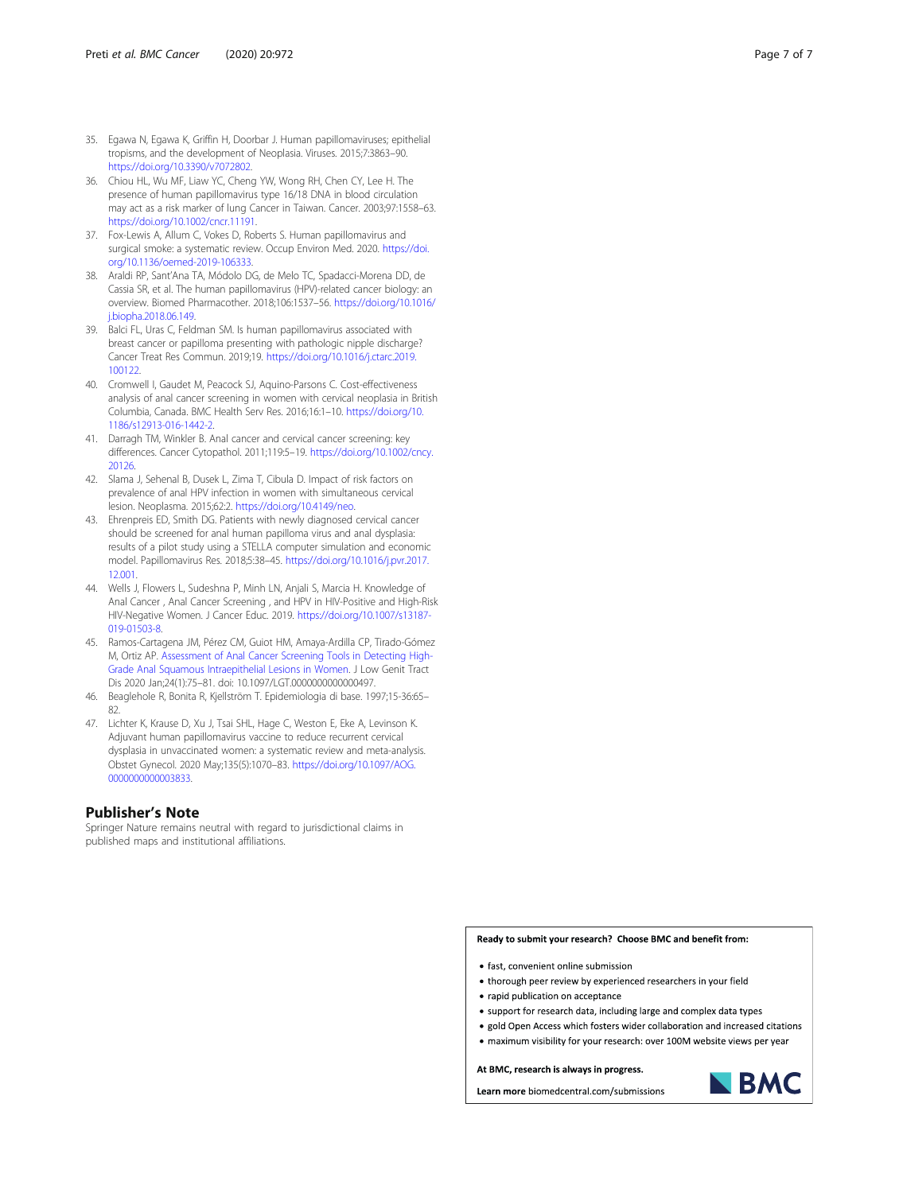35. Egawa N, Egawa K, Griffin H, Doorbar J. Human papillomaviruses; epithelial tropisms, and the development of Neoplasia. Viruses. 2015;7:3863–90. https://doi.org/10.3390/v7072802.
36. Chiou HL, Wu MF, Liaw YC, Cheng YW, Wong RH, Chen CY, Lee H. The presence of human papillomavirus type 16/18 DNA in blood circulation may act as a risk marker of lung Cancer in Taiwan. Cancer. 2003;97:1558–63. https://doi.org/10.1002/cncr.11191.
37. Fox-Lewis A, Allum C, Vokes D, Roberts S. Human papillomavirus and surgical smoke: a systematic review. Occup Environ Med. 2020. https://doi.org/10.1136/oemed-2019-106333.
38. Araldi RP, Sant'Ana TA, Módolo DG, de Melo TC, Spadacci-Morena DD, de Cassia SR, et al. The human papillomavirus (HPV)-related cancer biology: an overview. Biomed Pharmacother. 2018;106:1537–56. https://doi.org/10.1016/j.biopha.2018.06.149.
39. Balci FL, Uras C, Feldman SM. Is human papillomavirus associated with breast cancer or papilloma presenting with pathologic nipple discharge? Cancer Treat Res Commun. 2019;19. https://doi.org/10.1016/j.ctarc.2019.100122.
40. Cromwell I, Gaudet M, Peacock SJ, Aquino-Parsons C. Cost-effectiveness analysis of anal cancer screening in women with cervical neoplasia in British Columbia, Canada. BMC Health Serv Res. 2016;16:1–10. https://doi.org/10.1186/s12913-016-1442-2.
41. Darragh TM, Winkler B. Anal cancer and cervical cancer screening: key differences. Cancer Cytopathol. 2011;119:5–19. https://doi.org/10.1002/cncy.20126.
42. Slama J, Sehenal B, Dusek L, Zima T, Cibula D. Impact of risk factors on prevalence of anal HPV infection in women with simultaneous cervical lesion. Neoplasma. 2015;62:2. https://doi.org/10.4149/neo.
43. Ehrenpreis ED, Smith DG. Patients with newly diagnosed cervical cancer should be screened for anal human papilloma virus and anal dysplasia: results of a pilot study using a STELLA computer simulation and economic model. Papillomavirus Res. 2018;5:38–45. https://doi.org/10.1016/j.pvr.2017.12.001.
44. Wells J, Flowers L, Sudeshna P, Minh LN, Anjali S, Marcia H. Knowledge of Anal Cancer , Anal Cancer Screening , and HPV in HIV-Positive and High-Risk HIV-Negative Women. J Cancer Educ. 2019. https://doi.org/10.1007/s13187-019-01503-8.
45. Ramos-Cartagena JM, Pérez CM, Guiot HM, Amaya-Ardilla CP, Tirado-Gómez M, Ortiz AP. Assessment of Anal Cancer Screening Tools in Detecting High-Grade Anal Squamous Intraepithelial Lesions in Women. J Low Genit Tract Dis 2020 Jan;24(1):75–81. doi: 10.1097/LGT.0000000000000497.
46. Beaglehole R, Bonita R, Kjellström T. Epidemiologia di base. 1997;15-36:65–82.
47. Lichter K, Krause D, Xu J, Tsai SHL, Hage C, Weston E, Eke A, Levinson K. Adjuvant human papillomavirus vaccine to reduce recurrent cervical dysplasia in unvaccinated women: a systematic review and meta-analysis. Obstet Gynecol. 2020 May;135(5):1070–83. https://doi.org/10.1097/AOG.0000000000003833.

## Publisher's Note

Springer Nature remains neutral with regard to jurisdictional claims in published maps and institutional affiliations.